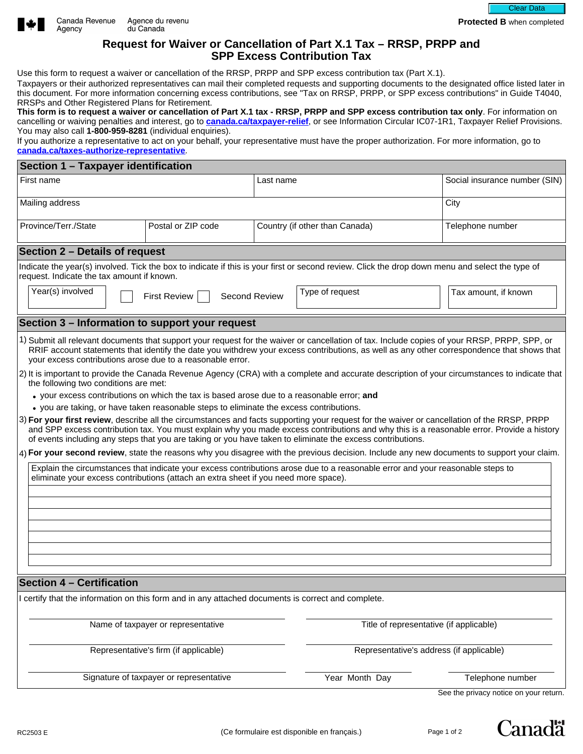Canada Revenue Agency / Agence du revenu du Canada

**Protected B** when completed

# Request for Waiver or Cancellation of Part X.1 Tax – RRSP, PRPP and SPP Excess Contribution Tax

Use this form to request a waiver or cancellation of the RRSP, PRPP and SPP excess contribution tax (Part X.1).

Taxpayers or their authorized representatives can mail their completed requests and supporting documents to the designated office listed later in this document. For more information concerning excess contributions, see "Tax on RRSP, PRPP, or SPP excess contributions" in Guide T4040, RRSPs and Other Registered Plans for Retirement.

**This form is to request a waiver or cancellation of Part X.1 tax - RRSP, PRPP and SPP excess contribution tax only**. For information on cancelling or waiving penalties and interest, go to **canada.ca/taxpayer-relief**, or see Information Circular IC07-1R1, Taxpayer Relief Provisions. You may also call **1-800-959-8281** (individual enquiries).

If you authorize a representative to act on your behalf, your representative must have the proper authorization. For more information, go to **canada.ca/taxes-authorize-representative**.

## Section 1 – Taxpayer identification

| First name | | Last name | Social insurance number (SIN) |
|---|---|---|---|
| Mailing address | | | City |
| Province/Terr./State | Postal or ZIP code | Country (if other than Canada) | Telephone number |

## Section 2 – Details of request

Indicate the year(s) involved. Tick the box to indicate if this is your first or second review. Click the drop down menu and select the type of request. Indicate the tax amount if known.

| Year(s) involved | ☐ First Review ☐ Second Review | Type of request | Tax amount, if known |
|---|---|---|---|
| | | | |

## Section 3 – Information to support your request

1) Submit all relevant documents that support your request for the waiver or cancellation of tax. Include copies of your RRSP, PRPP, SPP, or RRIF account statements that identify the date you withdrew your excess contributions, as well as any other correspondence that shows that your excess contributions arose due to a reasonable error.

2) It is important to provide the Canada Revenue Agency (CRA) with a complete and accurate description of your circumstances to indicate that the following two conditions are met:
   - your excess contributions on which the tax is based arose due to a reasonable error; **and**
   - you are taking, or have taken reasonable steps to eliminate the excess contributions.

3) **For your first review**, describe all the circumstances and facts supporting your request for the waiver or cancellation of the RRSP, PRPP and SPP excess contribution tax. You must explain why you made excess contributions and why this is a reasonable error. Provide a history of events including any steps that you are taking or you have taken to eliminate the excess contributions.

4) **For your second review**, state the reasons why you disagree with the previous decision. Include any new documents to support your claim.

Explain the circumstances that indicate your excess contributions arose due to a reasonable error and your reasonable steps to eliminate your excess contributions (attach an extra sheet if you need more space).

## Section 4 – Certification

I certify that the information on this form and in any attached documents is correct and complete.

| | |
|---|---|
| Name of taxpayer or representative | Title of representative (if applicable) |
| Representative's firm (if applicable) | Representative's address (if applicable) |

| | | |
|---|---|---|
| Signature of taxpayer or representative | Year Month Day | Telephone number |

See the privacy notice on your return.

RC2503 E

(Ce formulaire est disponible en français.)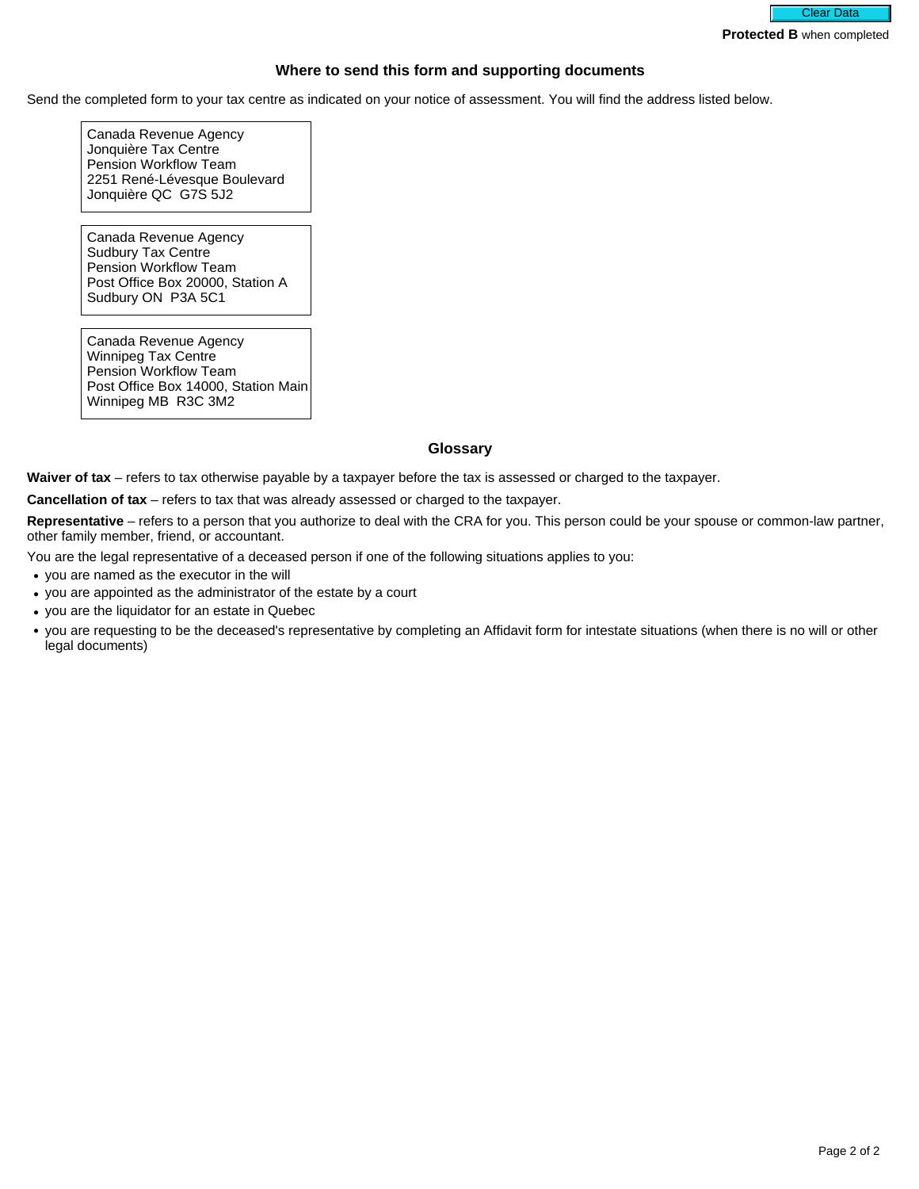**Protected B** when completed

## Where to send this form and supporting documents

Send the completed form to your tax centre as indicated on your notice of assessment. You will find the address listed below.

Canada Revenue Agency
Jonquière Tax Centre
Pension Workflow Team
2251 René-Lévesque Boulevard
Jonquière QC G7S 5J2

Canada Revenue Agency
Sudbury Tax Centre
Pension Workflow Team
Post Office Box 20000, Station A
Sudbury ON P3A 5C1

Canada Revenue Agency
Winnipeg Tax Centre
Pension Workflow Team
Post Office Box 14000, Station Main
Winnipeg MB R3C 3M2

## Glossary

**Waiver of tax** – refers to tax otherwise payable by a taxpayer before the tax is assessed or charged to the taxpayer.

**Cancellation of tax** – refers to tax that was already assessed or charged to the taxpayer.

**Representative** – refers to a person that you authorize to deal with the CRA for you. This person could be your spouse or common-law partner, other family member, friend, or accountant.

You are the legal representative of a deceased person if one of the following situations applies to you:

- you are named as the executor in the will
- you are appointed as the administrator of the estate by a court
- you are the liquidator for an estate in Quebec
- you are requesting to be the deceased's representative by completing an Affidavit form for intestate situations (when there is no will or other legal documents)